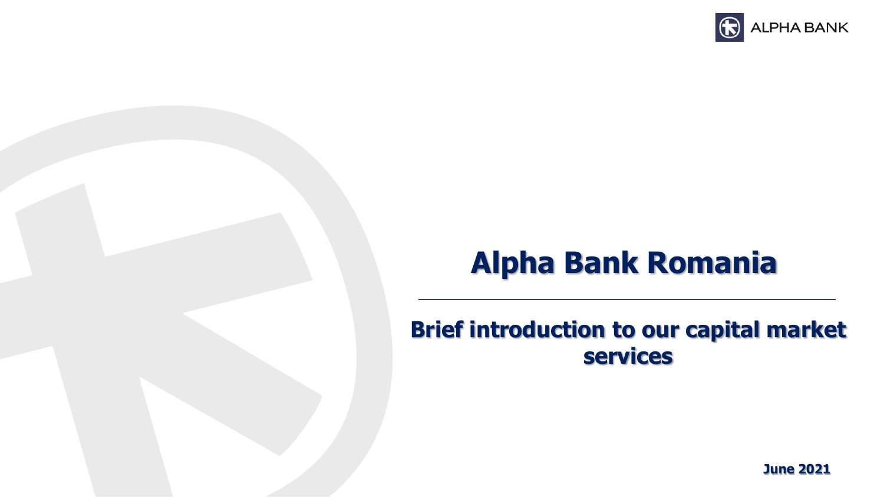# Alpha Bank Romania

## Brief introduction to our capital market services

**June 2021**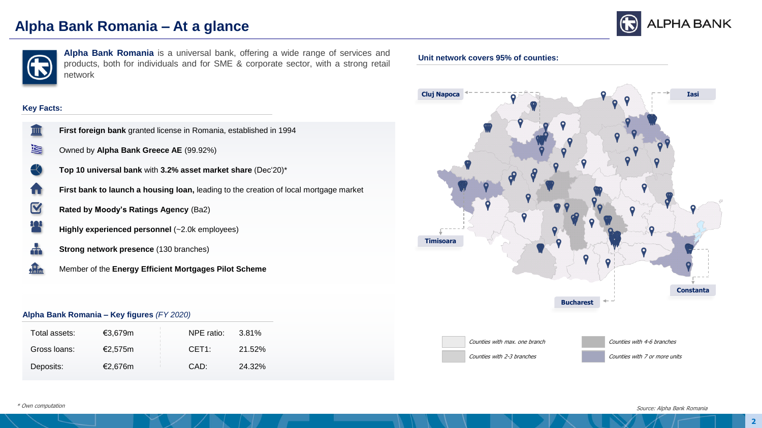# Alpha Bank Romania – At a glance

**Alpha Bank Romania** is a universal bank, offering a wide range of services and products, both for individuals and for SME & corporate sector, with a strong retail network

### Key Facts:

- **First foreign bank** granted license in Romania, established in 1994
- Owned by **Alpha Bank Greece AE** (99.92%)
- **Top 10 universal bank** with **3.2% asset market share** (Dec'20)*
- **First bank to launch a housing loan,** leading to the creation of local mortgage market
- **Rated by Moody's Ratings Agency** (Ba2)
- **Highly experienced personnel** (~2.0k employees)
- **Strong network presence** (130 branches)
- Member of the **Energy Efficient Mortgages Pilot Scheme**

### Alpha Bank Romania – Key figures *(FY 2020)*

| | | | |
|---|---|---|---|
| Total assets: | €3,679m | NPE ratio: | 3.81% |
| Gross loans: | €2,575m | CET1: | 21.52% |
| Deposits: | €2,676m | CAD: | 24.32% |

### Unit network covers 95% of counties:

Cluj Napoca, Iasi, Timisoara, Constanta, Bucharest

- Counties with max. one branch
- Counties with 2-3 branches
- Counties with 4-6 branches
- Counties with 7 or more units

*\* Own computation*

*Source: Alpha Bank Romania*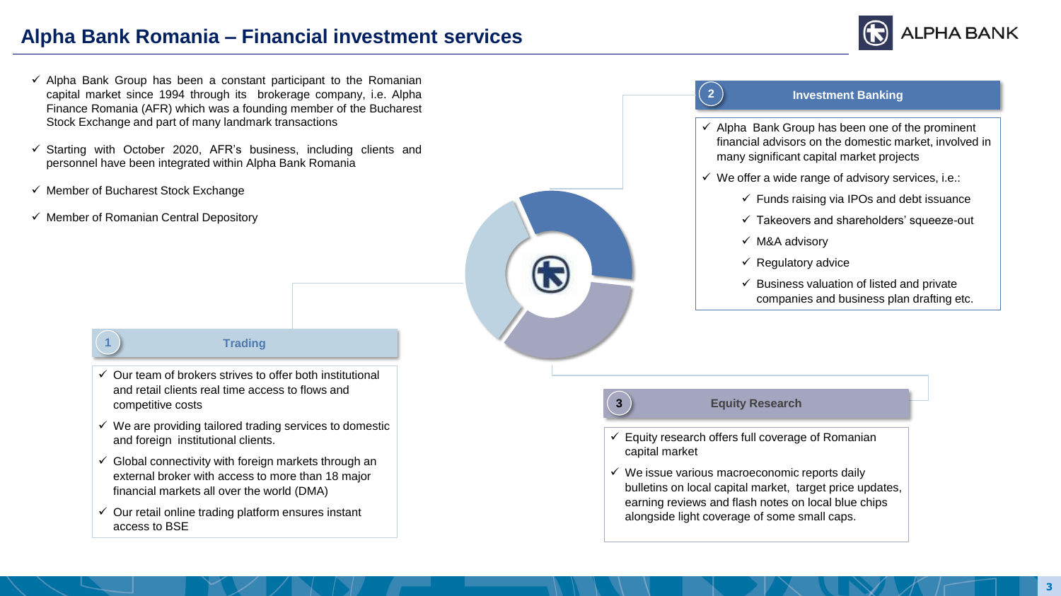# Alpha Bank Romania – Financial investment services

- Alpha Bank Group has been a constant participant to the Romanian capital market since 1994 through its brokerage company, i.e. Alpha Finance Romania (AFR) which was a founding member of the Bucharest Stock Exchange and part of many landmark transactions
- Starting with October 2020, AFR's business, including clients and personnel have been integrated within Alpha Bank Romania
- Member of Bucharest Stock Exchange
- Member of Romanian Central Depository

## 1 Trading

- Our team of brokers strives to offer both institutional and retail clients real time access to flows and competitive costs
- We are providing tailored trading services to domestic and foreign institutional clients.
- Global connectivity with foreign markets through an external broker with access to more than 18 major financial markets all over the world (DMA)
- Our retail online trading platform ensures instant access to BSE

## 2 Investment Banking

- Alpha Bank Group has been one of the prominent financial advisors on the domestic market, involved in many significant capital market projects
- We offer a wide range of advisory services, i.e.:
  - Funds raising via IPOs and debt issuance
  - Takeovers and shareholders' squeeze-out
  - M&A advisory
  - Regulatory advice
  - Business valuation of listed and private companies and business plan drafting etc.

## 3 Equity Research

- Equity research offers full coverage of Romanian capital market
- We issue various macroeconomic reports daily bulletins on local capital market, target price updates, earning reviews and flash notes on local blue chips alongside light coverage of some small caps.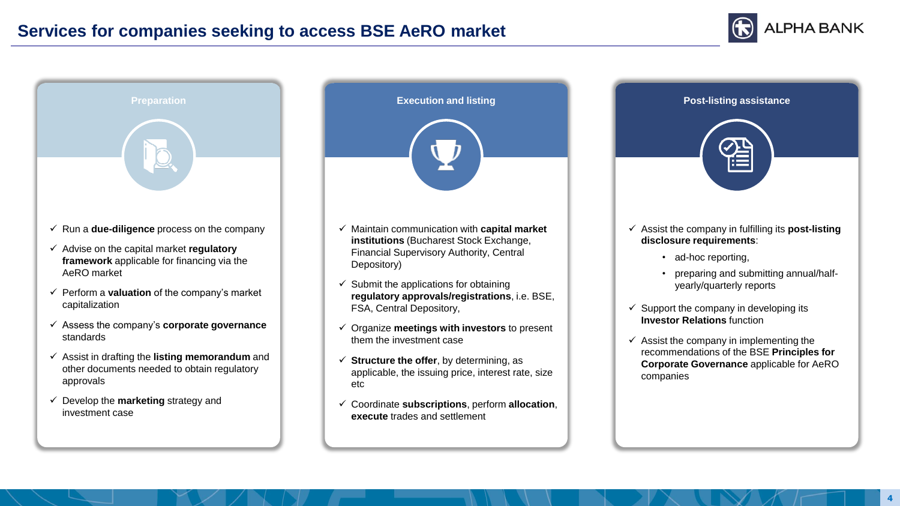# Services for companies seeking to access BSE AeRO market

## Preparation

- ✓ Run a **due-diligence** process on the company
- ✓ Advise on the capital market **regulatory framework** applicable for financing via the AeRO market
- ✓ Perform a **valuation** of the company's market capitalization
- ✓ Assess the company's **corporate governance** standards
- ✓ Assist in drafting the **listing memorandum** and other documents needed to obtain regulatory approvals
- ✓ Develop the **marketing** strategy and investment case

## Execution and listing

- ✓ Maintain communication with **capital market institutions** (Bucharest Stock Exchange, Financial Supervisory Authority, Central Depository)
- ✓ Submit the applications for obtaining **regulatory approvals/registrations**, i.e. BSE, FSA, Central Depository,
- ✓ Organize **meetings with investors** to present them the investment case
- ✓ **Structure the offer**, by determining, as applicable, the issuing price, interest rate, size etc
- ✓ Coordinate **subscriptions**, perform **allocation**, **execute** trades and settlement

## Post-listing assistance

- ✓ Assist the company in fulfilling its **post-listing disclosure requirements**:
  - ad-hoc reporting,
  - preparing and submitting annual/half-yearly/quarterly reports
- ✓ Support the company in developing its **Investor Relations** function
- ✓ Assist the company in implementing the recommendations of the BSE **Principles for Corporate Governance** applicable for AeRO companies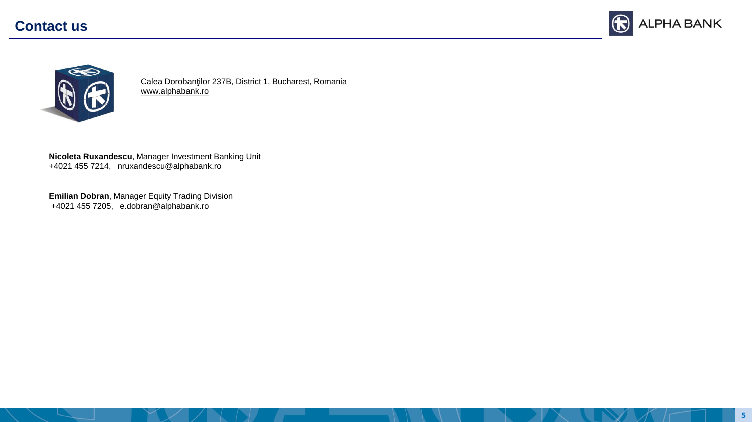# Contact us

Calea Dorobanţilor 237B, District 1, Bucharest, Romania
www.alphabank.ro

**Nicoleta Ruxandescu**, Manager Investment Banking Unit
+4021 455 7214, nruxandescu@alphabank.ro

**Emilian Dobran**, Manager Equity Trading Division
+4021 455 7205, e.dobran@alphabank.ro